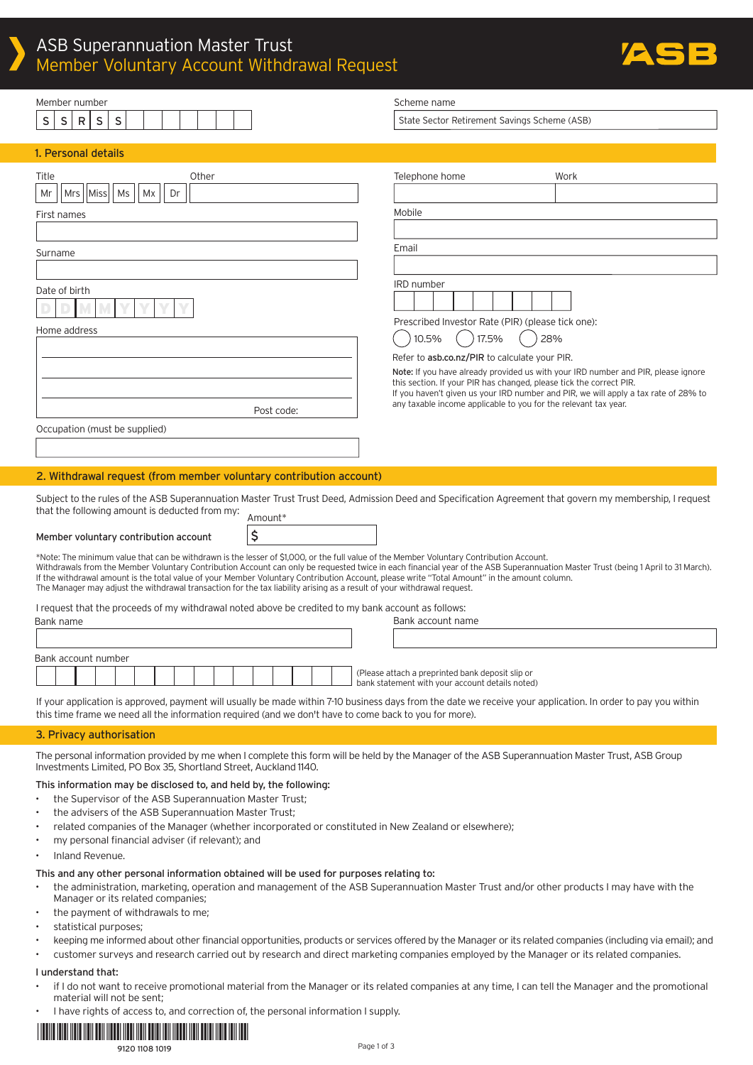# ASB Superannuation Master Trust
## Member Voluntary Account Withdrawal Request

Member number: S S R S S

Scheme name: State Sector Retirement Savings Scheme (ASB)

## 1. Personal details

Title: Mr | Mrs | Miss | Ms | Mx | Dr | Other

First names

Surname

Date of birth: D D M M Y Y Y Y

Home address

Post code:

Occupation (must be supplied)

Telephone home | Work

Mobile

Email

IRD number

Prescribed Investor Rate (PIR) (please tick one): ◯ 10.5% ◯ 17.5% ◯ 28%

Refer to **asb.co.nz/PIR** to calculate your PIR.

**Note:** If you have already provided us with your IRD number and PIR, please ignore this section. If your PIR has changed, please tick the correct PIR.
If you haven't given us your IRD number and PIR, we will apply a tax rate of 28% to any taxable income applicable to you for the relevant tax year.

## 2. Withdrawal request (from member voluntary contribution account)

Subject to the rules of the ASB Superannuation Master Trust Trust Deed, Admission Deed and Specification Agreement that govern my membership, I request that the following amount is deducted from my:

| | Amount* |
|---|---|
| Member voluntary contribution account | $ |

*Note: The minimum value that can be withdrawn is the lesser of $1,000, or the full value of the Member Voluntary Contribution Account.
Withdrawals from the Member Voluntary Contribution Account can only be requested twice in each financial year of the ASB Superannuation Master Trust (being 1 April to 31 March).
If the withdrawal amount is the total value of your Member Voluntary Contribution Account, please write "Total Amount" in the amount column.
The Manager may adjust the withdrawal transaction for the tax liability arising as a result of your withdrawal request.

I request that the proceeds of my withdrawal noted above be credited to my bank account as follows:

Bank name

Bank account name

Bank account number

(Please attach a preprinted bank deposit slip or bank statement with your account details noted)

If your application is approved, payment will usually be made within 7-10 business days from the date we receive your application. In order to pay you within this time frame we need all the information required (and we don't have to come back to you for more).

## 3. Privacy authorisation

The personal information provided by me when I complete this form will be held by the Manager of the ASB Superannuation Master Trust, ASB Group Investments Limited, PO Box 35, Shortland Street, Auckland 1140.

**This information may be disclosed to, and held by, the following:**

- the Supervisor of the ASB Superannuation Master Trust;
- the advisers of the ASB Superannuation Master Trust;
- related companies of the Manager (whether incorporated or constituted in New Zealand or elsewhere);
- my personal financial adviser (if relevant); and
- Inland Revenue.

**This and any other personal information obtained will be used for purposes relating to:**

- the administration, marketing, operation and management of the ASB Superannuation Master Trust and/or other products I may have with the Manager or its related companies;
- the payment of withdrawals to me;
- statistical purposes;
- keeping me informed about other financial opportunities, products or services offered by the Manager or its related companies (including via email); and
- customer surveys and research carried out by research and direct marketing companies employed by the Manager or its related companies.

**I understand that:**

- if I do not want to receive promotional material from the Manager or its related companies at any time, I can tell the Manager and the promotional material will not be sent;
- I have rights of access to, and correction of, the personal information I supply.

9120 1108 1019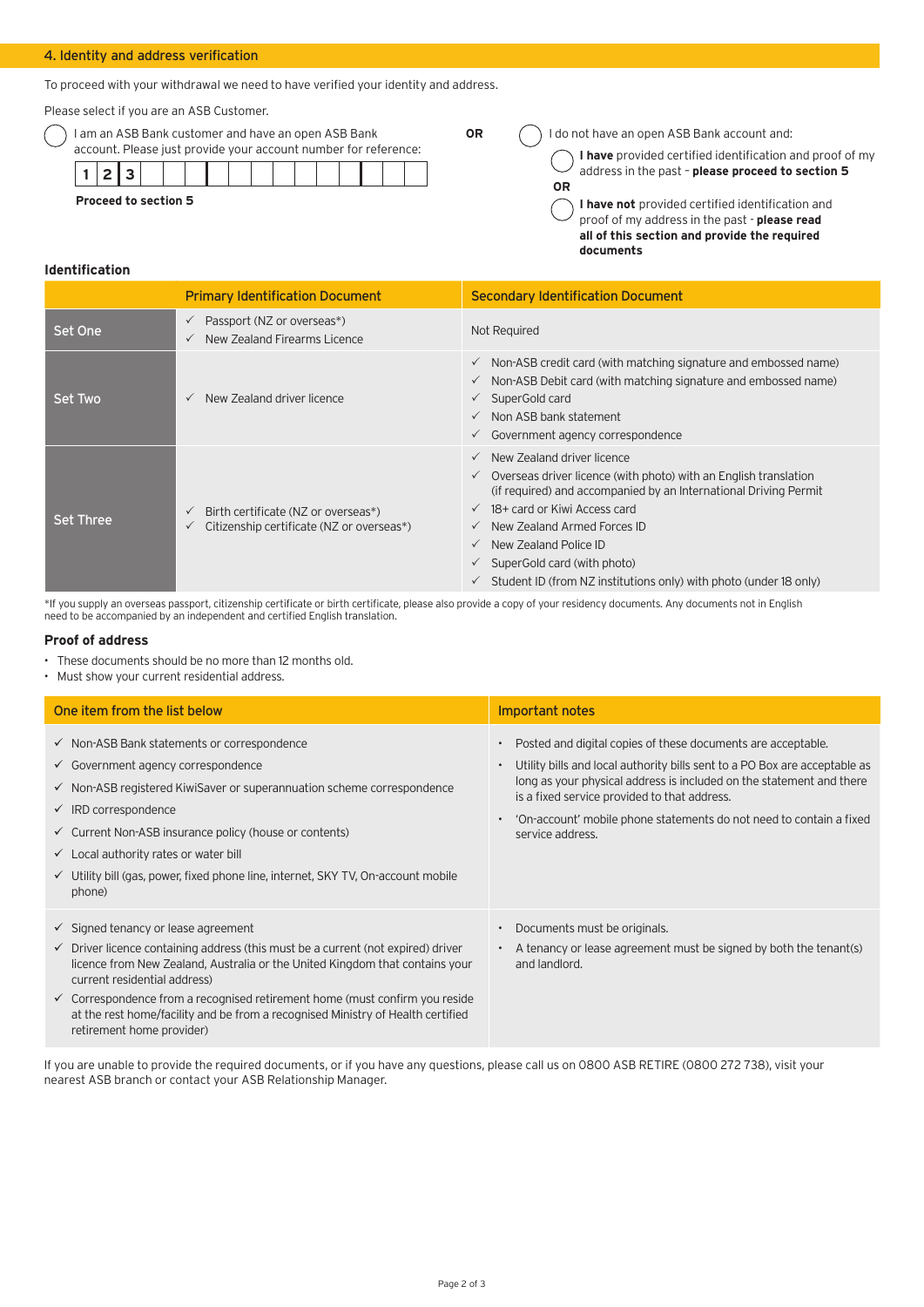## 4. Identity and address verification

To proceed with your withdrawal we need to have verified your identity and address.

Please select if you are an ASB Customer.

◯ I am an ASB Bank customer and have an open ASB Bank account. Please just provide your account number for reference:

| 1 | 2 | 3 | | | | | | | | | | | | | |
|---|---|---|---|---|---|---|---|---|---|---|---|---|---|---|---|

**Proceed to section 5**

**OR**

◯ I do not have an open ASB Bank account and:

◯ **I have** provided certified identification and proof of my address in the past - **please proceed to section 5**

**OR**

◯ **I have not** provided certified identification and proof of my address in the past - **please read all of this section and provide the required documents**

### Identification

| | Primary Identification Document | Secondary Identification Document |
|---|---|---|
| Set One | ✓ Passport (NZ or overseas*)<br>✓ New Zealand Firearms Licence | Not Required |
| Set Two | ✓ New Zealand driver licence | ✓ Non-ASB credit card (with matching signature and embossed name)<br>✓ Non-ASB Debit card (with matching signature and embossed name)<br>✓ SuperGold card<br>✓ Non ASB bank statement<br>✓ Government agency correspondence |
| Set Three | ✓ Birth certificate (NZ or overseas*)<br>✓ Citizenship certificate (NZ or overseas*) | ✓ New Zealand driver licence<br>✓ Overseas driver licence (with photo) with an English translation (if required) and accompanied by an International Driving Permit<br>✓ 18+ card or Kiwi Access card<br>✓ New Zealand Armed Forces ID<br>✓ New Zealand Police ID<br>✓ SuperGold card (with photo)<br>✓ Student ID (from NZ institutions only) with photo (under 18 only) |

*If you supply an overseas passport, citizenship certificate or birth certificate, please also provide a copy of your residency documents. Any documents not in English need to be accompanied by an independent and certified English translation.

### Proof of address

- These documents should be no more than 12 months old.
- Must show your current residential address.

| One item from the list below | Important notes |
|---|---|
| ✓ Non-ASB Bank statements or correspondence<br>✓ Government agency correspondence<br>✓ Non-ASB registered KiwiSaver or superannuation scheme correspondence<br>✓ IRD correspondence<br>✓ Current Non-ASB insurance policy (house or contents)<br>✓ Local authority rates or water bill<br>✓ Utility bill (gas, power, fixed phone line, internet, SKY TV, On-account mobile phone) | • Posted and digital copies of these documents are acceptable.<br>• Utility bills and local authority bills sent to a PO Box are acceptable as long as your physical address is included on the statement and there is a fixed service provided to that address.<br>• 'On-account' mobile phone statements do not need to contain a fixed service address. |
| ✓ Signed tenancy or lease agreement<br>✓ Driver licence containing address (this must be a current (not expired) driver licence from New Zealand, Australia or the United Kingdom that contains your current residential address)<br>✓ Correspondence from a recognised retirement home (must confirm you reside at the rest home/facility and be from a recognised Ministry of Health certified retirement home provider) | • Documents must be originals.<br>• A tenancy or lease agreement must be signed by both the tenant(s) and landlord. |

If you are unable to provide the required documents, or if you have any questions, please call us on 0800 ASB RETIRE (0800 272 738), visit your nearest ASB branch or contact your ASB Relationship Manager.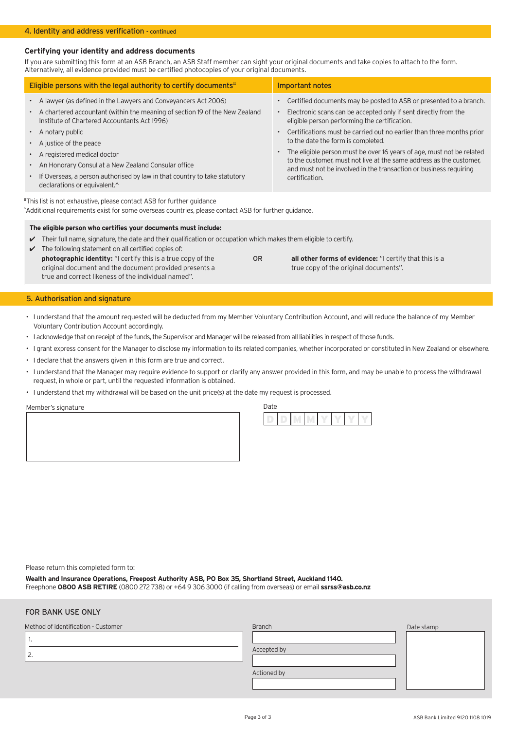## 4. Identity and address verification - continued

### Certifying your identity and address documents

If you are submitting this form at an ASB Branch, an ASB Staff member can sight your original documents and take copies to attach to the form. Alternatively, all evidence provided must be certified photocopies of your original documents.

| Eligible persons with the legal authority to certify documents# | Important notes |
| --- | --- |
| • A lawyer (as defined in the Lawyers and Conveyancers Act 2006)<br>• A chartered accountant (within the meaning of section 19 of the New Zealand Institute of Chartered Accountants Act 1996)<br>• A notary public<br>• A justice of the peace<br>• A registered medical doctor<br>• An Honorary Consul at a New Zealand Consular office<br>• If Overseas, a person authorised by law in that country to take statutory declarations or equivalent.^ | • Certified documents may be posted to ASB or presented to a branch.<br>• Electronic scans can be accepted only if sent directly from the eligible person performing the certification.<br>• Certifications must be carried out no earlier than three months prior to the date the form is completed.<br>• The eligible person must be over 16 years of age, must not be related to the customer, must not live at the same address as the customer, and must not be involved in the transaction or business requiring certification. |

#This list is not exhaustive, please contact ASB for further guidance
^Additional requirements exist for some overseas countries, please contact ASB for further guidance.

**The eligible person who certifies your documents must include:**

- ✔ Their full name, signature, the date and their qualification or occupation which makes them eligible to certify.
- ✔ The following statement on all certified copies of:
  **photographic identity:** "I certify this is a true copy of the original document and the document provided presents a true and correct likeness of the individual named".
  OR
  **all other forms of evidence:** "I certify that this is a true copy of the original documents".

## 5. Authorisation and signature

- I understand that the amount requested will be deducted from my Member Voluntary Contribution Account, and will reduce the balance of my Member Voluntary Contribution Account accordingly.
- I acknowledge that on receipt of the funds, the Supervisor and Manager will be released from all liabilities in respect of those funds.
- I grant express consent for the Manager to disclose my information to its related companies, whether incorporated or constituted in New Zealand or elsewhere.
- I declare that the answers given in this form are true and correct.
- I understand that the Manager may require evidence to support or clarify any answer provided in this form, and may be unable to process the withdrawal request, in whole or part, until the requested information is obtained.
- I understand that my withdrawal will be based on the unit price(s) at the date my request is processed.

Member's signature

Date
D D M M Y Y Y Y

Please return this completed form to:

**Wealth and Insurance Operations, Freepost Authority ASB, PO Box 35, Shortland Street, Auckland 1140.**
Freephone **0800 ASB RETIRE** (0800 272 738) or +64 9 306 3000 (if calling from overseas) or email **ssrss@asb.co.nz**

### FOR BANK USE ONLY

Method of identification - Customer
1.
2.

Branch

Accepted by

Actioned by

Date stamp

ASB Bank Limited 9120 1108 1019